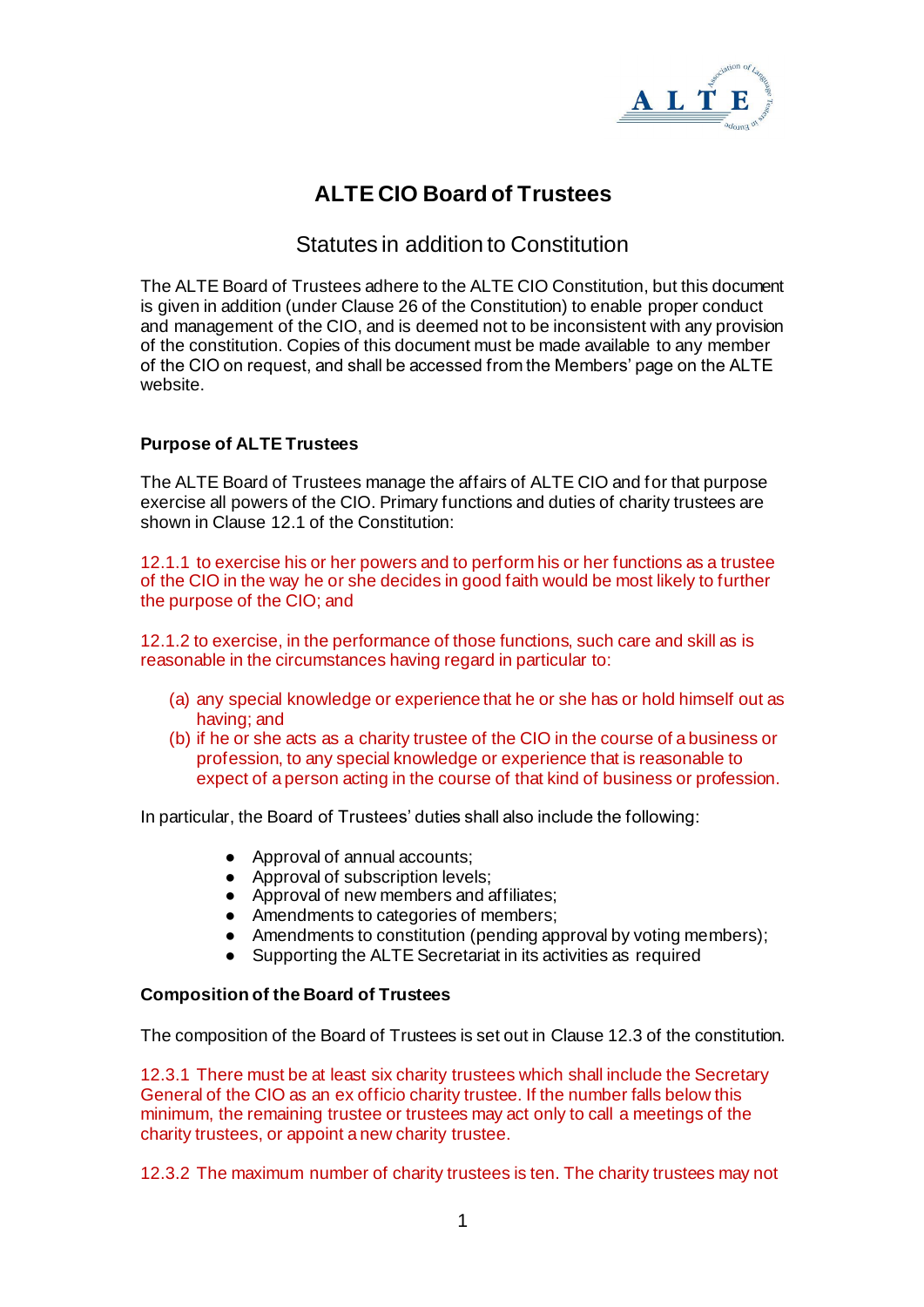# ALTE CIO Board of Trustees

## Statutes in addition to Constitution

The ALTE Board of Trustees adhere to the ALTE CIO Constitution, but this document is given in addition (under Clause 26 of the Constitution) to enable proper conduct and management of the CIO, and is deemed not to be inconsistent with any provision of the constitution. Copies of this document must be made available to any member of the CIO on request, and shall be accessed from the Members' page on the ALTE website.

### Purpose of ALTE Trustees

The ALTE Board of Trustees manage the affairs of ALTE CIO and for that purpose exercise all powers of the CIO. Primary functions and duties of charity trustees are shown in Clause 12.1 of the Constitution:

12.1.1 to exercise his or her powers and to perform his or her functions as a trustee of the CIO in the way he or she decides in good faith would be most likely to further the purpose of the CIO; and

12.1.2 to exercise, in the performance of those functions, such care and skill as is reasonable in the circumstances having regard in particular to:

(a) any special knowledge or experience that he or she has or hold himself out as having; and
(b) if he or she acts as a charity trustee of the CIO in the course of a business or profession, to any special knowledge or experience that is reasonable to expect of a person acting in the course of that kind of business or profession.

In particular, the Board of Trustees' duties shall also include the following:

- Approval of annual accounts;
- Approval of subscription levels;
- Approval of new members and affiliates;
- Amendments to categories of members;
- Amendments to constitution (pending approval by voting members);
- Supporting the ALTE Secretariat in its activities as required

### Composition of the Board of Trustees

The composition of the Board of Trustees is set out in Clause 12.3 of the constitution.

12.3.1 There must be at least six charity trustees which shall include the Secretary General of the CIO as an ex officio charity trustee. If the number falls below this minimum, the remaining trustee or trustees may act only to call a meetings of the charity trustees, or appoint a new charity trustee.

12.3.2 The maximum number of charity trustees is ten. The charity trustees may not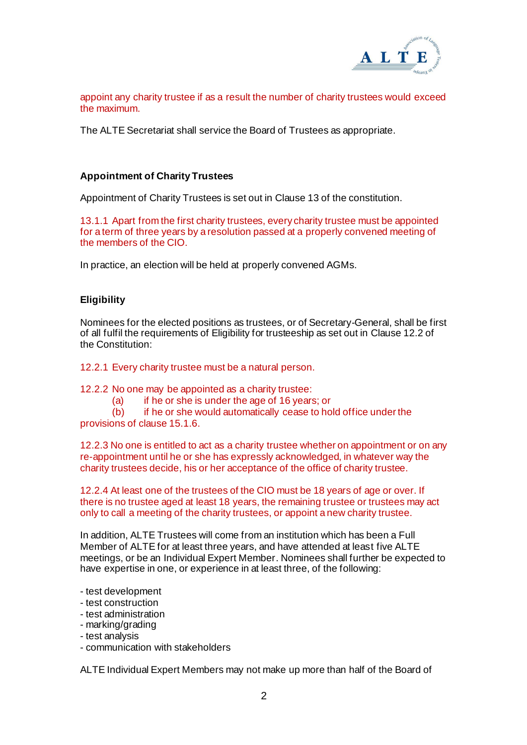appoint any charity trustee if as a result the number of charity trustees would exceed the maximum.

The ALTE Secretariat shall service the Board of Trustees as appropriate.

### Appointment of Charity Trustees

Appointment of Charity Trustees is set out in Clause 13 of the constitution.

13.1.1 Apart from the first charity trustees, every charity trustee must be appointed for a term of three years by a resolution passed at a properly convened meeting of the members of the CIO.

In practice, an election will be held at properly convened AGMs.

### Eligibility

Nominees for the elected positions as trustees, or of Secretary-General, shall be first of all fulfil the requirements of Eligibility for trusteeship as set out in Clause 12.2 of the Constitution:

12.2.1 Every charity trustee must be a natural person.

12.2.2 No one may be appointed as a charity trustee:
(a) if he or she is under the age of 16 years; or
(b) if he or she would automatically cease to hold office under the provisions of clause 15.1.6.

12.2.3 No one is entitled to act as a charity trustee whether on appointment or on any re-appointment until he or she has expressly acknowledged, in whatever way the charity trustees decide, his or her acceptance of the office of charity trustee.

12.2.4 At least one of the trustees of the CIO must be 18 years of age or over. If there is no trustee aged at least 18 years, the remaining trustee or trustees may act only to call a meeting of the charity trustees, or appoint a new charity trustee.

In addition, ALTE Trustees will come from an institution which has been a Full Member of ALTE for at least three years, and have attended at least five ALTE meetings, or be an Individual Expert Member. Nominees shall further be expected to have expertise in one, or experience in at least three, of the following:

- test development
- test construction
- test administration
- marking/grading
- test analysis
- communication with stakeholders

ALTE Individual Expert Members may not make up more than half of the Board of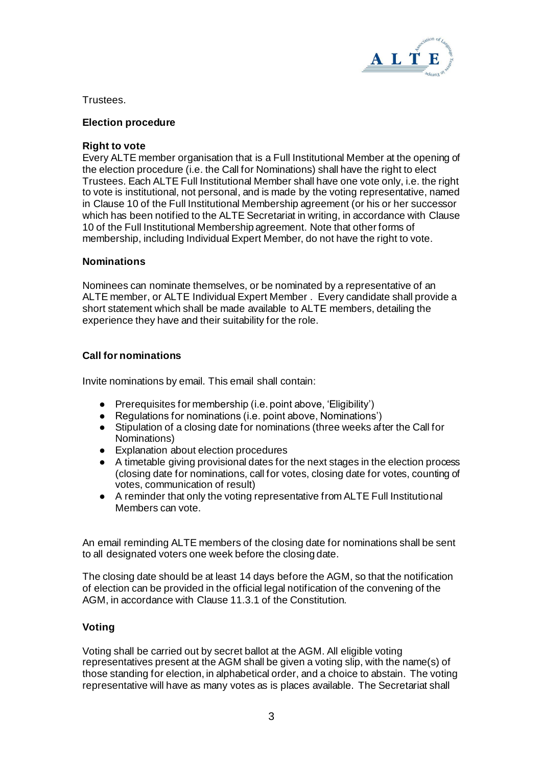Trustees.

**Election procedure**

**Right to vote**

Every ALTE member organisation that is a Full Institutional Member at the opening of the election procedure (i.e. the Call for Nominations) shall have the right to elect Trustees. Each ALTE Full Institutional Member shall have one vote only, i.e. the right to vote is institutional, not personal, and is made by the voting representative, named in Clause 10 of the Full Institutional Membership agreement (or his or her successor which has been notified to the ALTE Secretariat in writing, in accordance with Clause 10 of the Full Institutional Membership agreement. Note that other forms of membership, including Individual Expert Member, do not have the right to vote.

**Nominations**

Nominees can nominate themselves, or be nominated by a representative of an ALTE member, or ALTE Individual Expert Member . Every candidate shall provide a short statement which shall be made available to ALTE members, detailing the experience they have and their suitability for the role.

**Call for nominations**

Invite nominations by email. This email shall contain:

- Prerequisites for membership (i.e. point above, 'Eligibility')
- Regulations for nominations (i.e. point above, Nominations')
- Stipulation of a closing date for nominations (three weeks after the Call for Nominations)
- Explanation about election procedures
- A timetable giving provisional dates for the next stages in the election process (closing date for nominations, call for votes, closing date for votes, counting of votes, communication of result)
- A reminder that only the voting representative from ALTE Full Institutional Members can vote.

An email reminding ALTE members of the closing date for nominations shall be sent to all designated voters one week before the closing date.

The closing date should be at least 14 days before the AGM, so that the notification of election can be provided in the official legal notification of the convening of the AGM, in accordance with Clause 11.3.1 of the Constitution.

**Voting**

Voting shall be carried out by secret ballot at the AGM. All eligible voting representatives present at the AGM shall be given a voting slip, with the name(s) of those standing for election, in alphabetical order, and a choice to abstain. The voting representative will have as many votes as is places available. The Secretariat shall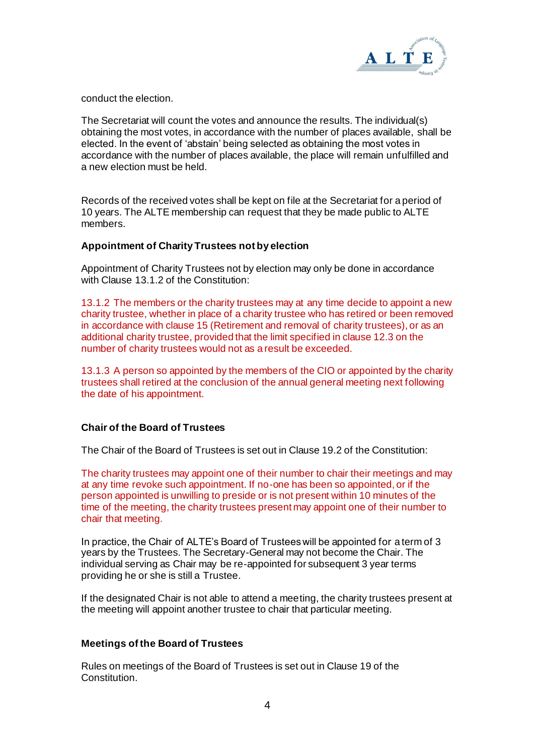conduct the election.

The Secretariat will count the votes and announce the results. The individual(s) obtaining the most votes, in accordance with the number of places available, shall be elected. In the event of 'abstain' being selected as obtaining the most votes in accordance with the number of places available, the place will remain unfulfilled and a new election must be held.

Records of the received votes shall be kept on file at the Secretariat for a period of 10 years. The ALTE membership can request that they be made public to ALTE members.

**Appointment of Charity Trustees not by election**

Appointment of Charity Trustees not by election may only be done in accordance with Clause 13.1.2 of the Constitution:

13.1.2 The members or the charity trustees may at any time decide to appoint a new charity trustee, whether in place of a charity trustee who has retired or been removed in accordance with clause 15 (Retirement and removal of charity trustees), or as an additional charity trustee, provided that the limit specified in clause 12.3 on the number of charity trustees would not as a result be exceeded.

13.1.3 A person so appointed by the members of the CIO or appointed by the charity trustees shall retired at the conclusion of the annual general meeting next following the date of his appointment.

**Chair of the Board of Trustees**

The Chair of the Board of Trustees is set out in Clause 19.2 of the Constitution:

The charity trustees may appoint one of their number to chair their meetings and may at any time revoke such appointment. If no-one has been so appointed, or if the person appointed is unwilling to preside or is not present within 10 minutes of the time of the meeting, the charity trustees present may appoint one of their number to chair that meeting.

In practice, the Chair of ALTE's Board of Trustees will be appointed for a term of 3 years by the Trustees. The Secretary-General may not become the Chair. The individual serving as Chair may be re-appointed for subsequent 3 year terms providing he or she is still a Trustee.

If the designated Chair is not able to attend a meeting, the charity trustees present at the meeting will appoint another trustee to chair that particular meeting.

**Meetings of the Board of Trustees**

Rules on meetings of the Board of Trustees is set out in Clause 19 of the Constitution.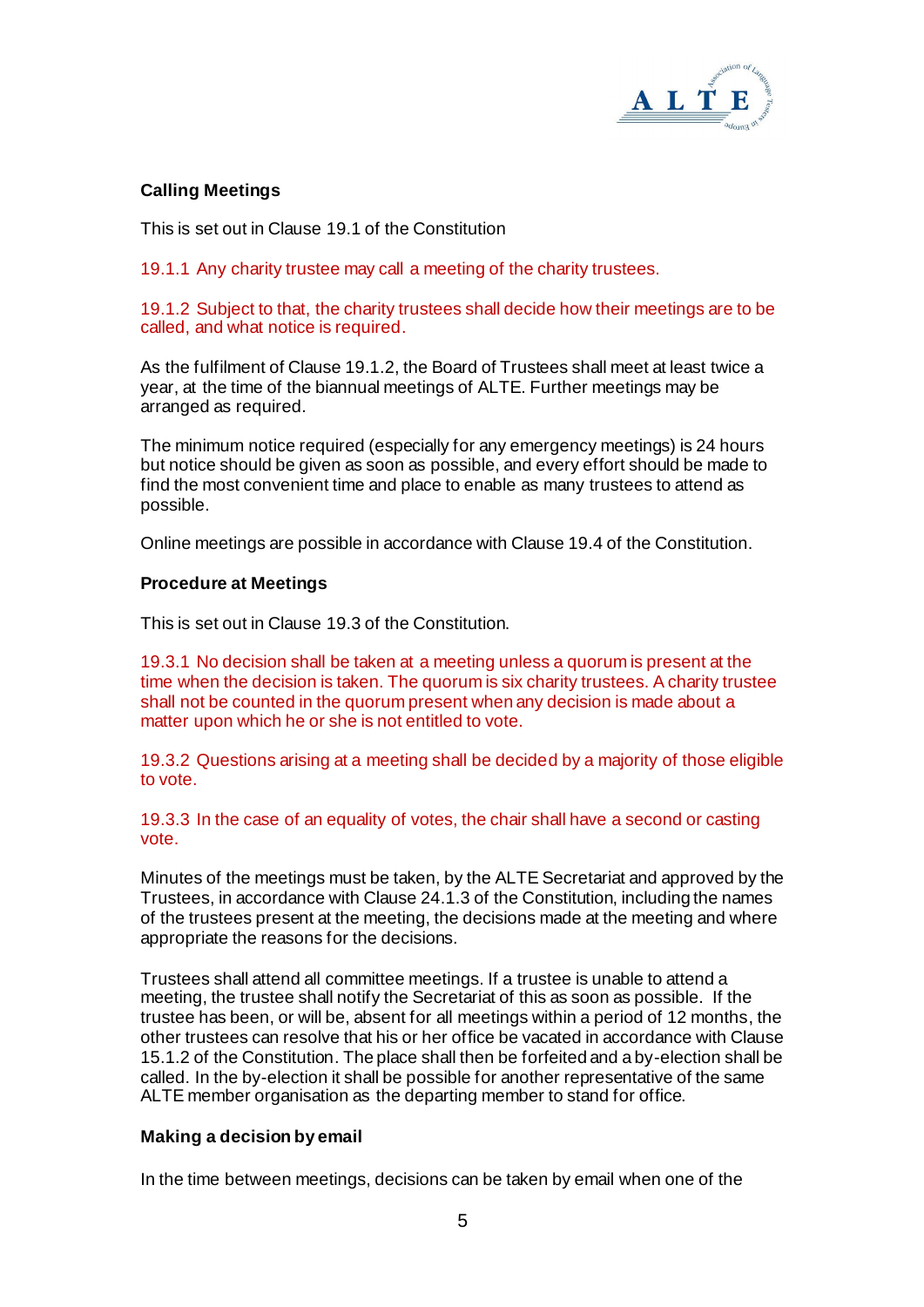**Calling Meetings**

This is set out in Clause 19.1 of the Constitution

19.1.1 Any charity trustee may call a meeting of the charity trustees.

19.1.2 Subject to that, the charity trustees shall decide how their meetings are to be called, and what notice is required.

As the fulfilment of Clause 19.1.2, the Board of Trustees shall meet at least twice a year, at the time of the biannual meetings of ALTE. Further meetings may be arranged as required.

The minimum notice required (especially for any emergency meetings) is 24 hours but notice should be given as soon as possible, and every effort should be made to find the most convenient time and place to enable as many trustees to attend as possible.

Online meetings are possible in accordance with Clause 19.4 of the Constitution.

**Procedure at Meetings**

This is set out in Clause 19.3 of the Constitution.

19.3.1 No decision shall be taken at a meeting unless a quorum is present at the time when the decision is taken. The quorum is six charity trustees. A charity trustee shall not be counted in the quorum present when any decision is made about a matter upon which he or she is not entitled to vote.

19.3.2 Questions arising at a meeting shall be decided by a majority of those eligible to vote.

19.3.3 In the case of an equality of votes, the chair shall have a second or casting vote.

Minutes of the meetings must be taken, by the ALTE Secretariat and approved by the Trustees, in accordance with Clause 24.1.3 of the Constitution, including the names of the trustees present at the meeting, the decisions made at the meeting and where appropriate the reasons for the decisions.

Trustees shall attend all committee meetings. If a trustee is unable to attend a meeting, the trustee shall notify the Secretariat of this as soon as possible. If the trustee has been, or will be, absent for all meetings within a period of 12 months, the other trustees can resolve that his or her office be vacated in accordance with Clause 15.1.2 of the Constitution. The place shall then be forfeited and a by-election shall be called. In the by-election it shall be possible for another representative of the same ALTE member organisation as the departing member to stand for office.

**Making a decision by email**

In the time between meetings, decisions can be taken by email when one of the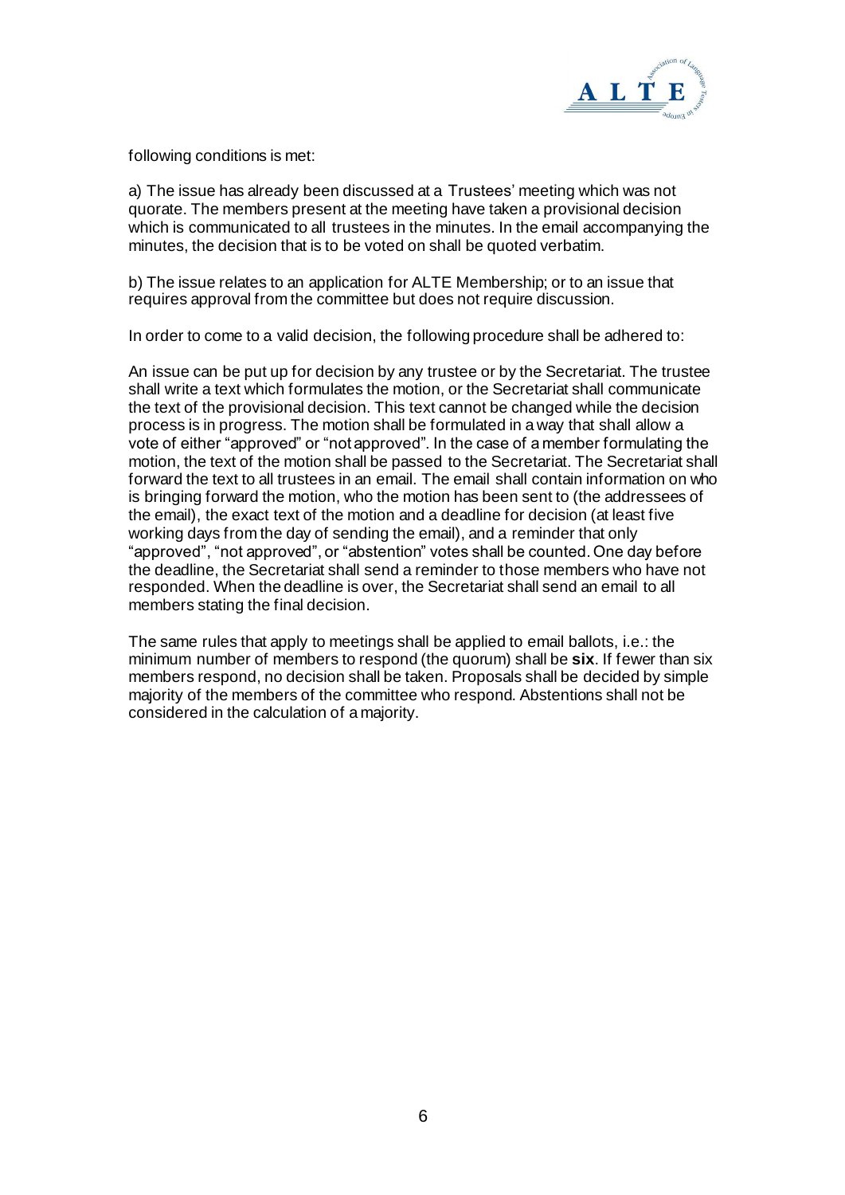following conditions is met:

a) The issue has already been discussed at a Trustees' meeting which was not quorate. The members present at the meeting have taken a provisional decision which is communicated to all trustees in the minutes. In the email accompanying the minutes, the decision that is to be voted on shall be quoted verbatim.

b) The issue relates to an application for ALTE Membership; or to an issue that requires approval from the committee but does not require discussion.

In order to come to a valid decision, the following procedure shall be adhered to:

An issue can be put up for decision by any trustee or by the Secretariat. The trustee shall write a text which formulates the motion, or the Secretariat shall communicate the text of the provisional decision. This text cannot be changed while the decision process is in progress. The motion shall be formulated in a way that shall allow a vote of either "approved" or "not approved". In the case of a member formulating the motion, the text of the motion shall be passed to the Secretariat. The Secretariat shall forward the text to all trustees in an email. The email shall contain information on who is bringing forward the motion, who the motion has been sent to (the addressees of the email), the exact text of the motion and a deadline for decision (at least five working days from the day of sending the email), and a reminder that only "approved", "not approved", or "abstention" votes shall be counted. One day before the deadline, the Secretariat shall send a reminder to those members who have not responded. When the deadline is over, the Secretariat shall send an email to all members stating the final decision.

The same rules that apply to meetings shall be applied to email ballots, i.e.: the minimum number of members to respond (the quorum) shall be **six**. If fewer than six members respond, no decision shall be taken. Proposals shall be decided by simple majority of the members of the committee who respond. Abstentions shall not be considered in the calculation of a majority.